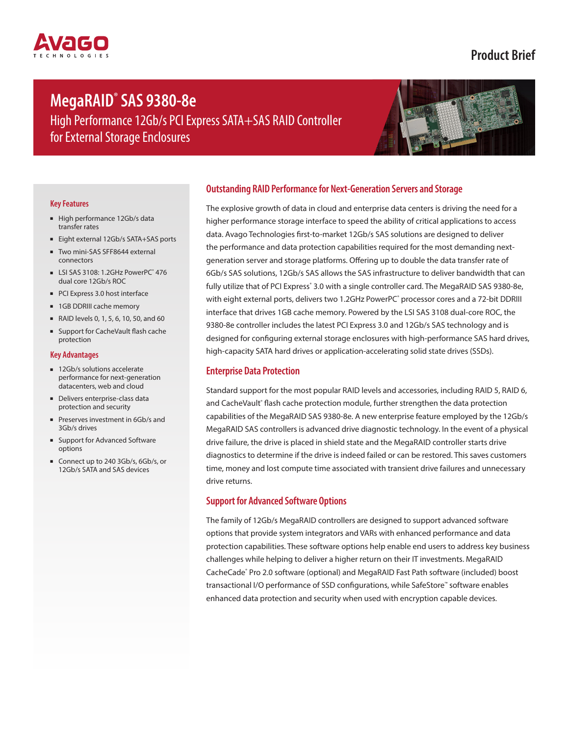Product Brief

# MegaRAID® SAS 9380-8e

## High Performance 12Gb/s PCI Express SATA+SAS RAID Controller for External Storage Enclosures

### Key Features

- High performance 12Gb/s data transfer rates
- Eight external 12Gb/s SATA+SAS ports
- Two mini-SAS SFF8644 external connectors
- LSI SAS 3108: 1.2GHz PowerPC® 476 dual core 12Gb/s ROC
- PCI Express 3.0 host interface
- 1GB DDRIII cache memory
- RAID levels 0, 1, 5, 6, 10, 50, and 60
- Support for CacheVault flash cache protection

### Key Advantages

- 12Gb/s solutions accelerate performance for next-generation datacenters, web and cloud
- Delivers enterprise-class data protection and security
- Preserves investment in 6Gb/s and 3Gb/s drives
- Support for Advanced Software options
- Connect up to 240 3Gb/s, 6Gb/s, or 12Gb/s SATA and SAS devices

### Outstanding RAID Performance for Next-Generation Servers and Storage

The explosive growth of data in cloud and enterprise data centers is driving the need for a higher performance storage interface to speed the ability of critical applications to access data. Avago Technologies first-to-market 12Gb/s SAS solutions are designed to deliver the performance and data protection capabilities required for the most demanding next-generation server and storage platforms. Offering up to double the data transfer rate of 6Gb/s SAS solutions, 12Gb/s SAS allows the SAS infrastructure to deliver bandwidth that can fully utilize that of PCI Express® 3.0 with a single controller card. The MegaRAID SAS 9380-8e, with eight external ports, delivers two 1.2GHz PowerPC® processor cores and a 72-bit DDRIII interface that drives 1GB cache memory. Powered by the LSI SAS 3108 dual-core ROC, the 9380-8e controller includes the latest PCI Express 3.0 and 12Gb/s SAS technology and is designed for configuring external storage enclosures with high-performance SAS hard drives, high-capacity SATA hard drives or application-accelerating solid state drives (SSDs).

### Enterprise Data Protection

Standard support for the most popular RAID levels and accessories, including RAID 5, RAID 6, and CacheVault® flash cache protection module, further strengthen the data protection capabilities of the MegaRAID SAS 9380-8e. A new enterprise feature employed by the 12Gb/s MegaRAID SAS controllers is advanced drive diagnostic technology. In the event of a physical drive failure, the drive is placed in shield state and the MegaRAID controller starts drive diagnostics to determine if the drive is indeed failed or can be restored. This saves customers time, money and lost compute time associated with transient drive failures and unnecessary drive returns.

### Support for Advanced Software Options

The family of 12Gb/s MegaRAID controllers are designed to support advanced software options that provide system integrators and VARs with enhanced performance and data protection capabilities. These software options help enable end users to address key business challenges while helping to deliver a higher return on their IT investments. MegaRAID CacheCade® Pro 2.0 software (optional) and MegaRAID Fast Path software (included) boost transactional I/O performance of SSD configurations, while SafeStore™ software enables enhanced data protection and security when used with encryption capable devices.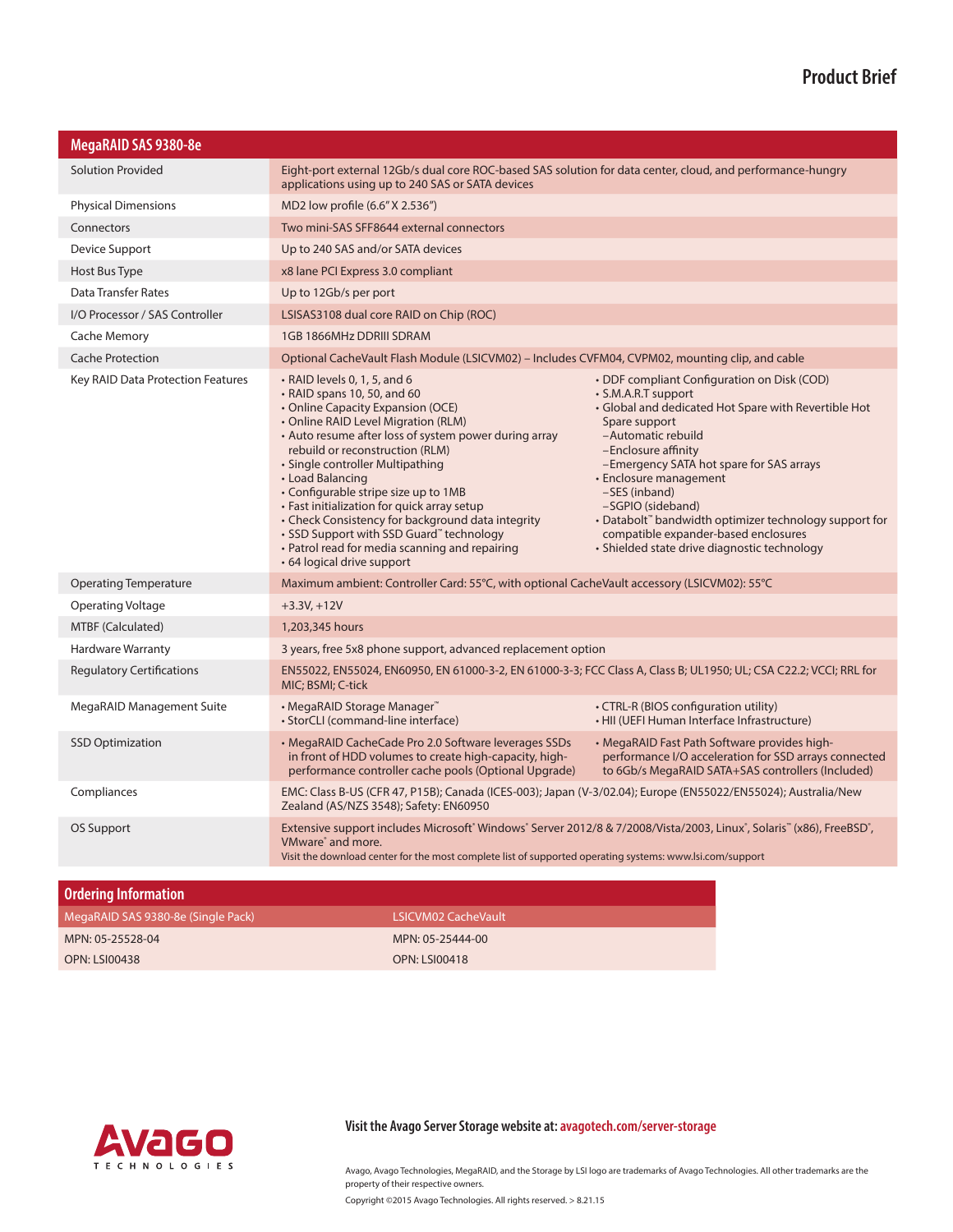## MegaRAID SAS 9380-8e

| | |
|---|---|
| Solution Provided | Eight-port external 12Gb/s dual core ROC-based SAS solution for data center, cloud, and performance-hungry applications using up to 240 SAS or SATA devices |
| Physical Dimensions | MD2 low profile (6.6" X 2.536") |
| Connectors | Two mini-SAS SFF8644 external connectors |
| Device Support | Up to 240 SAS and/or SATA devices |
| Host Bus Type | x8 lane PCI Express 3.0 compliant |
| Data Transfer Rates | Up to 12Gb/s per port |
| I/O Processor / SAS Controller | LSISAS3108 dual core RAID on Chip (ROC) |
| Cache Memory | 1GB 1866MHz DDRIII SDRAM |
| Cache Protection | Optional CacheVault Flash Module (LSICVM02) – Includes CVFM04, CVPM02, mounting clip, and cable |
| Key RAID Data Protection Features | • RAID levels 0, 1, 5, and 6<br>• RAID spans 10, 50, and 60<br>• Online Capacity Expansion (OCE)<br>• Online RAID Level Migration (RLM)<br>• Auto resume after loss of system power during array rebuild or reconstruction (RLM)<br>• Single controller Multipathing<br>• Load Balancing<br>• Configurable stripe size up to 1MB<br>• Fast initialization for quick array setup<br>• Check Consistency for background data integrity<br>• SSD Support with SSD Guard™ technology<br>• Patrol read for media scanning and repairing<br>• 64 logical drive support<br>• DDF compliant Configuration on Disk (COD)<br>• S.M.A.R.T support<br>• Global and dedicated Hot Spare with Revertible Hot Spare support<br>–Automatic rebuild<br>–Enclosure affinity<br>–Emergency SATA hot spare for SAS arrays<br>• Enclosure management<br>–SES (inband)<br>–SGPIO (sideband)<br>• Databolt™ bandwidth optimizer technology support for compatible expander-based enclosures<br>• Shielded state drive diagnostic technology |
| Operating Temperature | Maximum ambient: Controller Card: 55°C, with optional CacheVault accessory (LSICVM02): 55°C |
| Operating Voltage | +3.3V, +12V |
| MTBF (Calculated) | 1,203,345 hours |
| Hardware Warranty | 3 years, free 5x8 phone support, advanced replacement option |
| Regulatory Certifications | EN55022, EN55024, EN60950, EN 61000-3-2, EN 61000-3-3; FCC Class A, Class B; UL1950; UL; CSA C22.2; VCCI; RRL for MIC; BSMI; C-tick |
| MegaRAID Management Suite | • MegaRAID Storage Manager™<br>• StorCLI (command-line interface)<br>• CTRL-R (BIOS configuration utility)<br>• HII (UEFI Human Interface Infrastructure) |
| SSD Optimization | • MegaRAID CacheCade Pro 2.0 Software leverages SSDs in front of HDD volumes to create high-capacity, high-performance controller cache pools (Optional Upgrade)<br>• MegaRAID Fast Path Software provides high-performance I/O acceleration for SSD arrays connected to 6Gb/s MegaRAID SATA+SAS controllers (Included) |
| Compliances | EMC: Class B-US (CFR 47, P15B); Canada (ICES-003); Japan (V-3/02.04); Europe (EN55022/EN55024); Australia/New Zealand (AS/NZS 3548); Safety: EN60950 |
| OS Support | Extensive support includes Microsoft® Windows® Server 2012/8 & 7/2008/Vista/2003, Linux®, Solaris™ (x86), FreeBSD®, VMware® and more.<br>Visit the download center for the most complete list of supported operating systems: www.lsi.com/support |

## Ordering Information

| MegaRAID SAS 9380-8e (Single Pack) | LSICVM02 CacheVault |
|---|---|
| MPN: 05-25528-04 | MPN: 05-25444-00 |
| OPN: LSI00438 | OPN: LSI00418 |

**Visit the Avago Server Storage website at: avagotech.com/server-storage**

Avago, Avago Technologies, MegaRAID, and the Storage by LSI logo are trademarks of Avago Technologies. All other trademarks are the property of their respective owners.

Copyright ©2015 Avago Technologies. All rights reserved. > 8.21.15